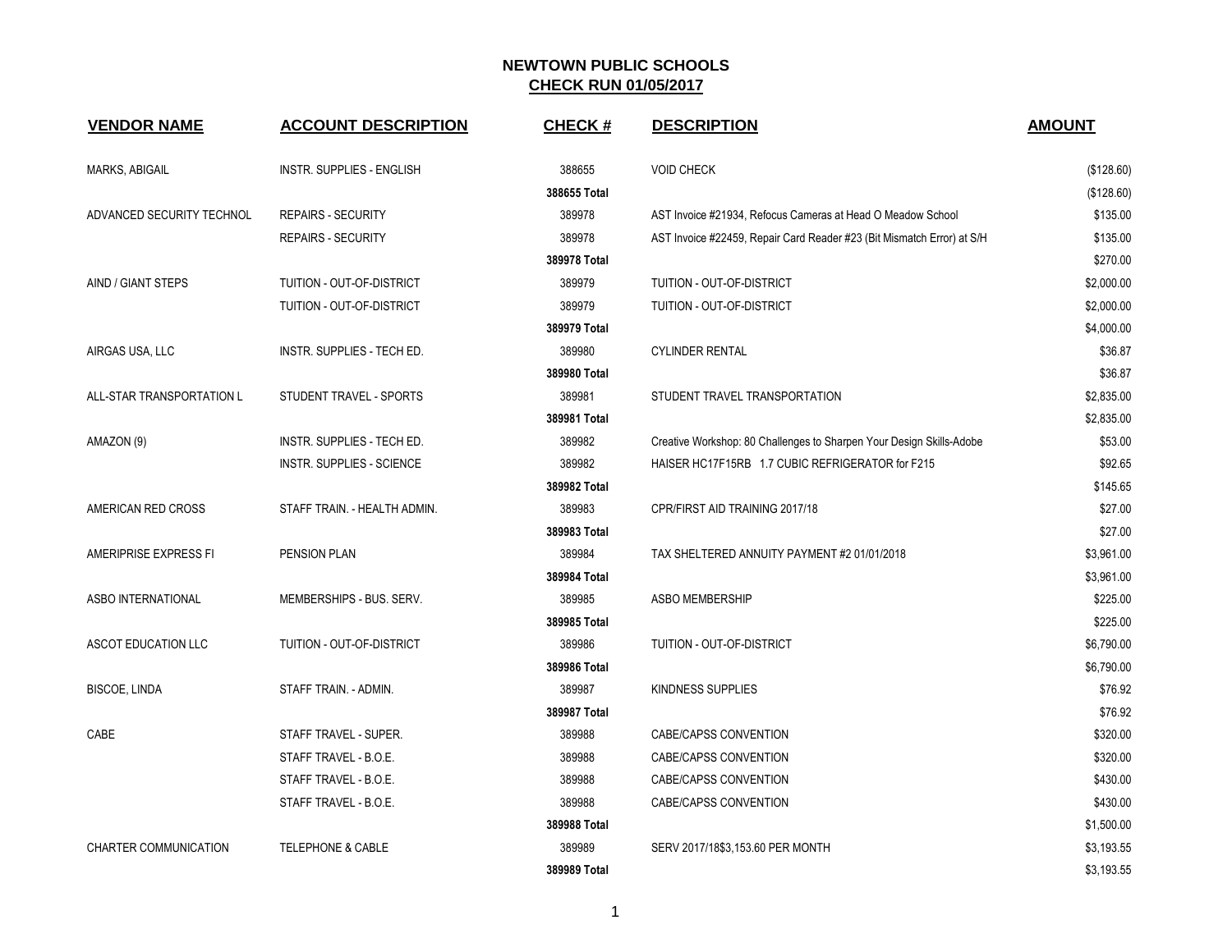# NEWTOWN PUBLIC SCHOOLS

## CHECK RUN 01/05/2017

| VENDOR NAME | ACCOUNT DESCRIPTION | CHECK # | DESCRIPTION | AMOUNT |
|---|---|---|---|---|
| MARKS, ABIGAIL | INSTR. SUPPLIES - ENGLISH | 388655 | VOID CHECK | ($128.60) |
| | | 388655 Total | | ($128.60) |
| ADVANCED SECURITY TECHNOL | REPAIRS - SECURITY | 389978 | AST Invoice #21934, Refocus Cameras at Head O Meadow School | $135.00 |
| | REPAIRS - SECURITY | 389978 | AST Invoice #22459, Repair Card Reader #23 (Bit Mismatch Error) at S/H | $135.00 |
| | | 389978 Total | | $270.00 |
| AIND / GIANT STEPS | TUITION - OUT-OF-DISTRICT | 389979 | TUITION - OUT-OF-DISTRICT | $2,000.00 |
| | TUITION - OUT-OF-DISTRICT | 389979 | TUITION - OUT-OF-DISTRICT | $2,000.00 |
| | | 389979 Total | | $4,000.00 |
| AIRGAS USA, LLC | INSTR. SUPPLIES - TECH ED. | 389980 | CYLINDER RENTAL | $36.87 |
| | | 389980 Total | | $36.87 |
| ALL-STAR TRANSPORTATION L | STUDENT TRAVEL - SPORTS | 389981 | STUDENT TRAVEL TRANSPORTATION | $2,835.00 |
| | | 389981 Total | | $2,835.00 |
| AMAZON (9) | INSTR. SUPPLIES - TECH ED. | 389982 | Creative Workshop: 80 Challenges to Sharpen Your Design Skills-Adobe | $53.00 |
| | INSTR. SUPPLIES - SCIENCE | 389982 | HAISER HC17F15RB 1.7 CUBIC REFRIGERATOR for F215 | $92.65 |
| | | 389982 Total | | $145.65 |
| AMERICAN RED CROSS | STAFF TRAIN. - HEALTH ADMIN. | 389983 | CPR/FIRST AID TRAINING 2017/18 | $27.00 |
| | | 389983 Total | | $27.00 |
| AMERIPRISE EXPRESS FI | PENSION PLAN | 389984 | TAX SHELTERED ANNUITY PAYMENT #2 01/01/2018 | $3,961.00 |
| | | 389984 Total | | $3,961.00 |
| ASBO INTERNATIONAL | MEMBERSHIPS - BUS. SERV. | 389985 | ASBO MEMBERSHIP | $225.00 |
| | | 389985 Total | | $225.00 |
| ASCOT EDUCATION LLC | TUITION - OUT-OF-DISTRICT | 389986 | TUITION - OUT-OF-DISTRICT | $6,790.00 |
| | | 389986 Total | | $6,790.00 |
| BISCOE, LINDA | STAFF TRAIN. - ADMIN. | 389987 | KINDNESS SUPPLIES | $76.92 |
| | | 389987 Total | | $76.92 |
| CABE | STAFF TRAVEL - SUPER. | 389988 | CABE/CAPSS CONVENTION | $320.00 |
| | STAFF TRAVEL - B.O.E. | 389988 | CABE/CAPSS CONVENTION | $320.00 |
| | STAFF TRAVEL - B.O.E. | 389988 | CABE/CAPSS CONVENTION | $430.00 |
| | STAFF TRAVEL - B.O.E. | 389988 | CABE/CAPSS CONVENTION | $430.00 |
| | | 389988 Total | | $1,500.00 |
| CHARTER COMMUNICATION | TELEPHONE & CABLE | 389989 | SERV 2017/18$3,153.60 PER MONTH | $3,193.55 |
| | | 389989 Total | | $3,193.55 |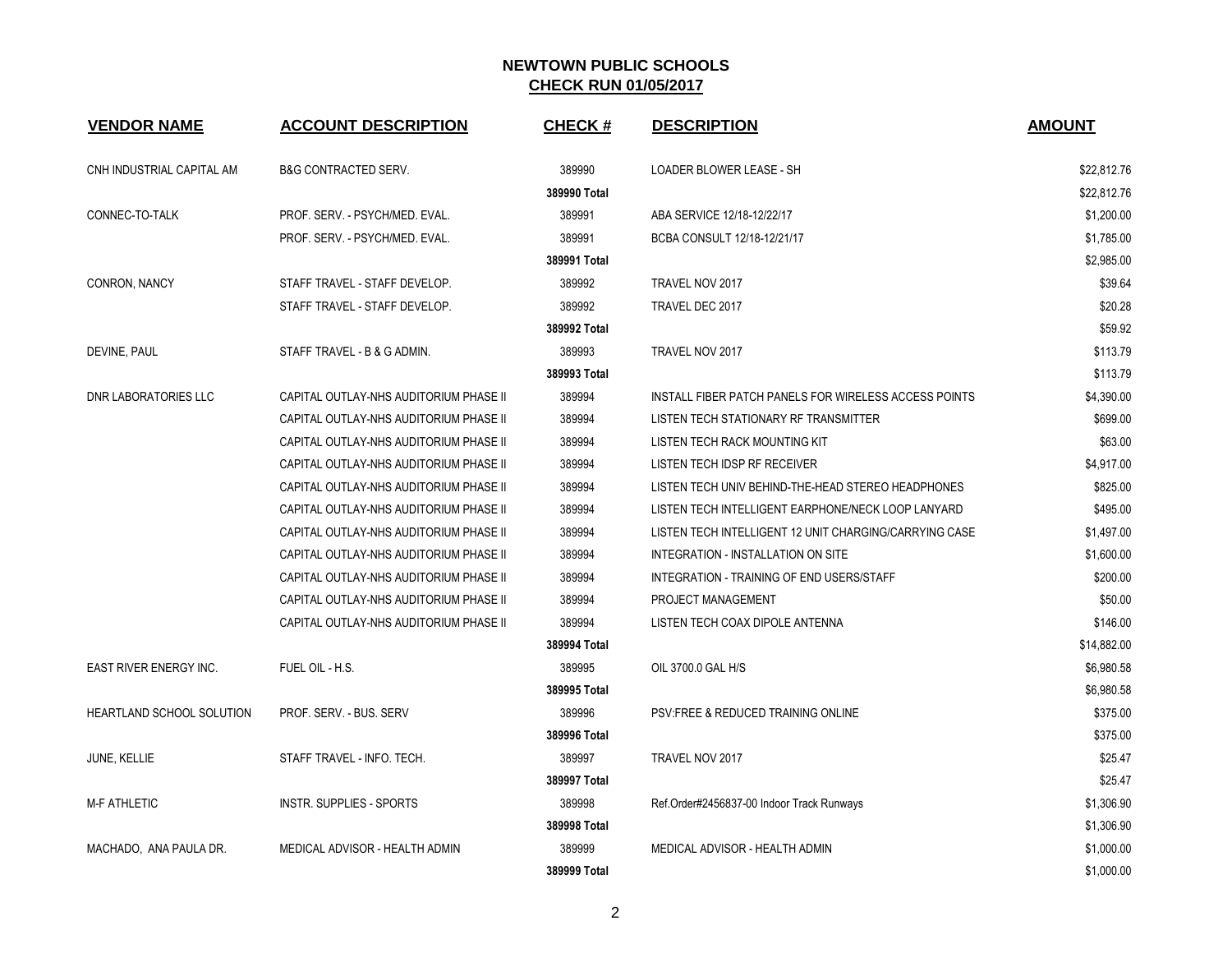**NEWTOWN PUBLIC SCHOOLS**
**CHECK RUN 01/05/2017**

| VENDOR NAME | ACCOUNT DESCRIPTION | CHECK # | DESCRIPTION | AMOUNT |
|---|---|---|---|---|
| CNH INDUSTRIAL CAPITAL AM | B&G CONTRACTED SERV. | 389990 | LOADER BLOWER LEASE - SH | $22,812.76 |
| | | 389990 Total | | $22,812.76 |
| CONNEC-TO-TALK | PROF. SERV. - PSYCH/MED. EVAL. | 389991 | ABA SERVICE 12/18-12/22/17 | $1,200.00 |
| | PROF. SERV. - PSYCH/MED. EVAL. | 389991 | BCBA CONSULT 12/18-12/21/17 | $1,785.00 |
| | | 389991 Total | | $2,985.00 |
| CONRON, NANCY | STAFF TRAVEL - STAFF DEVELOP. | 389992 | TRAVEL NOV 2017 | $39.64 |
| | STAFF TRAVEL - STAFF DEVELOP. | 389992 | TRAVEL DEC 2017 | $20.28 |
| | | 389992 Total | | $59.92 |
| DEVINE, PAUL | STAFF TRAVEL - B & G ADMIN. | 389993 | TRAVEL NOV 2017 | $113.79 |
| | | 389993 Total | | $113.79 |
| DNR LABORATORIES LLC | CAPITAL OUTLAY-NHS AUDITORIUM PHASE II | 389994 | INSTALL FIBER PATCH PANELS FOR WIRELESS ACCESS POINTS | $4,390.00 |
| | CAPITAL OUTLAY-NHS AUDITORIUM PHASE II | 389994 | LISTEN TECH STATIONARY RF TRANSMITTER | $699.00 |
| | CAPITAL OUTLAY-NHS AUDITORIUM PHASE II | 389994 | LISTEN TECH RACK MOUNTING KIT | $63.00 |
| | CAPITAL OUTLAY-NHS AUDITORIUM PHASE II | 389994 | LISTEN TECH IDSP RF RECEIVER | $4,917.00 |
| | CAPITAL OUTLAY-NHS AUDITORIUM PHASE II | 389994 | LISTEN TECH UNIV BEHIND-THE-HEAD STEREO HEADPHONES | $825.00 |
| | CAPITAL OUTLAY-NHS AUDITORIUM PHASE II | 389994 | LISTEN TECH INTELLIGENT EARPHONE/NECK LOOP LANYARD | $495.00 |
| | CAPITAL OUTLAY-NHS AUDITORIUM PHASE II | 389994 | LISTEN TECH INTELLIGENT 12 UNIT CHARGING/CARRYING CASE | $1,497.00 |
| | CAPITAL OUTLAY-NHS AUDITORIUM PHASE II | 389994 | INTEGRATION - INSTALLATION ON SITE | $1,600.00 |
| | CAPITAL OUTLAY-NHS AUDITORIUM PHASE II | 389994 | INTEGRATION - TRAINING OF END USERS/STAFF | $200.00 |
| | CAPITAL OUTLAY-NHS AUDITORIUM PHASE II | 389994 | PROJECT MANAGEMENT | $50.00 |
| | CAPITAL OUTLAY-NHS AUDITORIUM PHASE II | 389994 | LISTEN TECH COAX DIPOLE ANTENNA | $146.00 |
| | | 389994 Total | | $14,882.00 |
| EAST RIVER ENERGY INC. | FUEL OIL - H.S. | 389995 | OIL 3700.0 GAL H/S | $6,980.58 |
| | | 389995 Total | | $6,980.58 |
| HEARTLAND SCHOOL SOLUTION | PROF. SERV. - BUS. SERV | 389996 | PSV:FREE & REDUCED TRAINING ONLINE | $375.00 |
| | | 389996 Total | | $375.00 |
| JUNE, KELLIE | STAFF TRAVEL - INFO. TECH. | 389997 | TRAVEL NOV 2017 | $25.47 |
| | | 389997 Total | | $25.47 |
| M-F ATHLETIC | INSTR. SUPPLIES - SPORTS | 389998 | Ref.Order#2456837-00 Indoor Track Runways | $1,306.90 |
| | | 389998 Total | | $1,306.90 |
| MACHADO, ANA PAULA DR. | MEDICAL ADVISOR - HEALTH ADMIN | 389999 | MEDICAL ADVISOR - HEALTH ADMIN | $1,000.00 |
| | | 389999 Total | | $1,000.00 |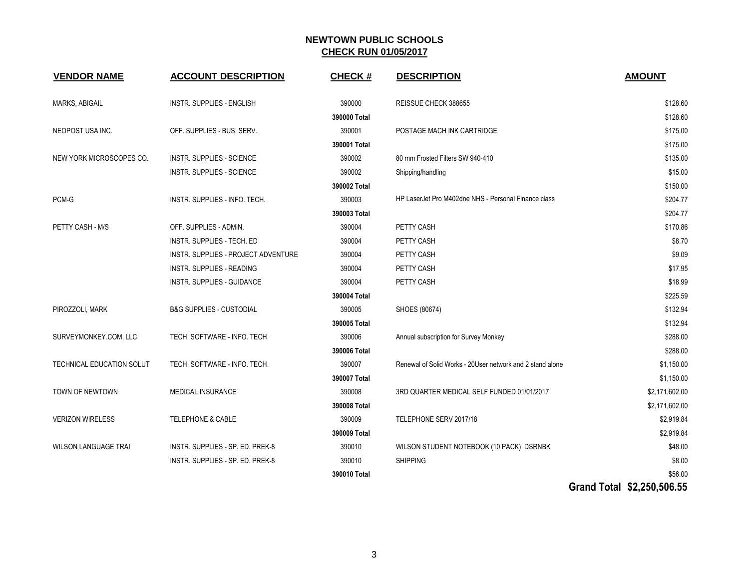# NEWTOWN PUBLIC SCHOOLS

## CHECK RUN 01/05/2017

| VENDOR NAME | ACCOUNT DESCRIPTION | CHECK # | DESCRIPTION | AMOUNT |
|---|---|---|---|---|
| MARKS, ABIGAIL | INSTR. SUPPLIES - ENGLISH | 390000 | REISSUE CHECK 388655 | $128.60 |
| | | **390000 Total** | | $128.60 |
| NEOPOST USA INC. | OFF. SUPPLIES - BUS. SERV. | 390001 | POSTAGE MACH INK CARTRIDGE | $175.00 |
| | | **390001 Total** | | $175.00 |
| NEW YORK MICROSCOPES CO. | INSTR. SUPPLIES - SCIENCE | 390002 | 80 mm Frosted Filters SW 940-410 | $135.00 |
| | INSTR. SUPPLIES - SCIENCE | 390002 | Shipping/handling | $15.00 |
| | | **390002 Total** | | $150.00 |
| PCM-G | INSTR. SUPPLIES - INFO. TECH. | 390003 | HP LaserJet Pro M402dne NHS - Personal Finance class | $204.77 |
| | | **390003 Total** | | $204.77 |
| PETTY CASH - M/S | OFF. SUPPLIES - ADMIN. | 390004 | PETTY CASH | $170.86 |
| | INSTR. SUPPLIES - TECH. ED | 390004 | PETTY CASH | $8.70 |
| | INSTR. SUPPLIES - PROJECT ADVENTURE | 390004 | PETTY CASH | $9.09 |
| | INSTR. SUPPLIES - READING | 390004 | PETTY CASH | $17.95 |
| | INSTR. SUPPLIES - GUIDANCE | 390004 | PETTY CASH | $18.99 |
| | | **390004 Total** | | $225.59 |
| PIROZZOLI, MARK | B&G SUPPLIES - CUSTODIAL | 390005 | SHOES (80674) | $132.94 |
| | | **390005 Total** | | $132.94 |
| SURVEYMONKEY.COM, LLC | TECH. SOFTWARE - INFO. TECH. | 390006 | Annual subscription for Survey Monkey | $288.00 |
| | | **390006 Total** | | $288.00 |
| TECHNICAL EDUCATION SOLUT | TECH. SOFTWARE - INFO. TECH. | 390007 | Renewal of Solid Works - 20User network and 2 stand alone | $1,150.00 |
| | | **390007 Total** | | $1,150.00 |
| TOWN OF NEWTOWN | MEDICAL INSURANCE | 390008 | 3RD QUARTER MEDICAL SELF FUNDED 01/01/2017 | $2,171,602.00 |
| | | **390008 Total** | | $2,171,602.00 |
| VERIZON WIRELESS | TELEPHONE & CABLE | 390009 | TELEPHONE SERV 2017/18 | $2,919.84 |
| | | **390009 Total** | | $2,919.84 |
| WILSON LANGUAGE TRAI | INSTR. SUPPLIES - SP. ED. PREK-8 | 390010 | WILSON STUDENT NOTEBOOK (10 PACK) DSRNBK | $48.00 |
| | INSTR. SUPPLIES - SP. ED. PREK-8 | 390010 | SHIPPING | $8.00 |
| | | **390010 Total** | | $56.00 |
| | | | **Grand Total** | **$2,250,506.55** |